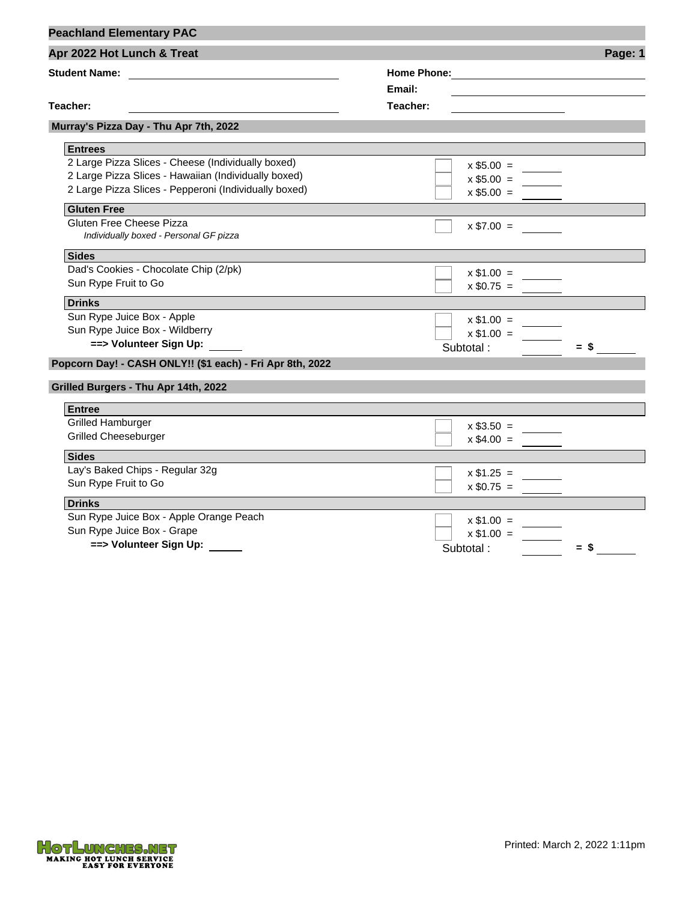## Peachland Elementary PAC

### Apr 2022 Hot Lunch & Treat

**Student Name:** ______________________ **Home Phone:** ______________________

**Email:** ______________________

**Teacher:** ______________________ **Teacher:** ______________________

### Murray's Pizza Day - Thu Apr 7th, 2022

| Item | Qty | Price | Total |
|---|---|---|---|
| **Entrees** | | | |
| 2 Large Pizza Slices - Cheese (Individually boxed) | | x $5.00 = | |
| 2 Large Pizza Slices - Hawaiian (Individually boxed) | | x $5.00 = | |
| 2 Large Pizza Slices - Pepperoni (Individually boxed) | | x $5.00 = | |
| **Gluten Free** | | | |
| Gluten Free Cheese Pizza<br>*Individually boxed - Personal GF pizza* | | x $7.00 = | |
| **Sides** | | | |
| Dad's Cookies - Chocolate Chip (2/pk) | | x $1.00 = | |
| Sun Rype Fruit to Go | | x $0.75 = | |
| **Drinks** | | | |
| Sun Rype Juice Box - Apple | | x $1.00 = | |
| Sun Rype Juice Box - Wildberry | | x $1.00 = | |
| **==> Volunteer Sign Up:** ______ | | Subtotal : | = $ ______ |

### Popcorn Day! - CASH ONLY!! ($1 each) - Fri Apr 8th, 2022

### Grilled Burgers - Thu Apr 14th, 2022

| Item | Qty | Price | Total |
|---|---|---|---|
| **Entree** | | | |
| Grilled Hamburger | | x $3.50 = | |
| Grilled Cheeseburger | | x $4.00 = | |
| **Sides** | | | |
| Lay's Baked Chips - Regular 32g | | x $1.25 = | |
| Sun Rype Fruit to Go | | x $0.75 = | |
| **Drinks** | | | |
| Sun Rype Juice Box - Apple Orange Peach | | x $1.00 = | |
| Sun Rype Juice Box - Grape | | x $1.00 = | |
| **==> Volunteer Sign Up:** ______ | | Subtotal : | = $ ______ |

HOTLUNCHES.NET
MAKING HOT LUNCH SERVICE EASY FOR EVERYONE

Printed: March 2, 2022 1:11pm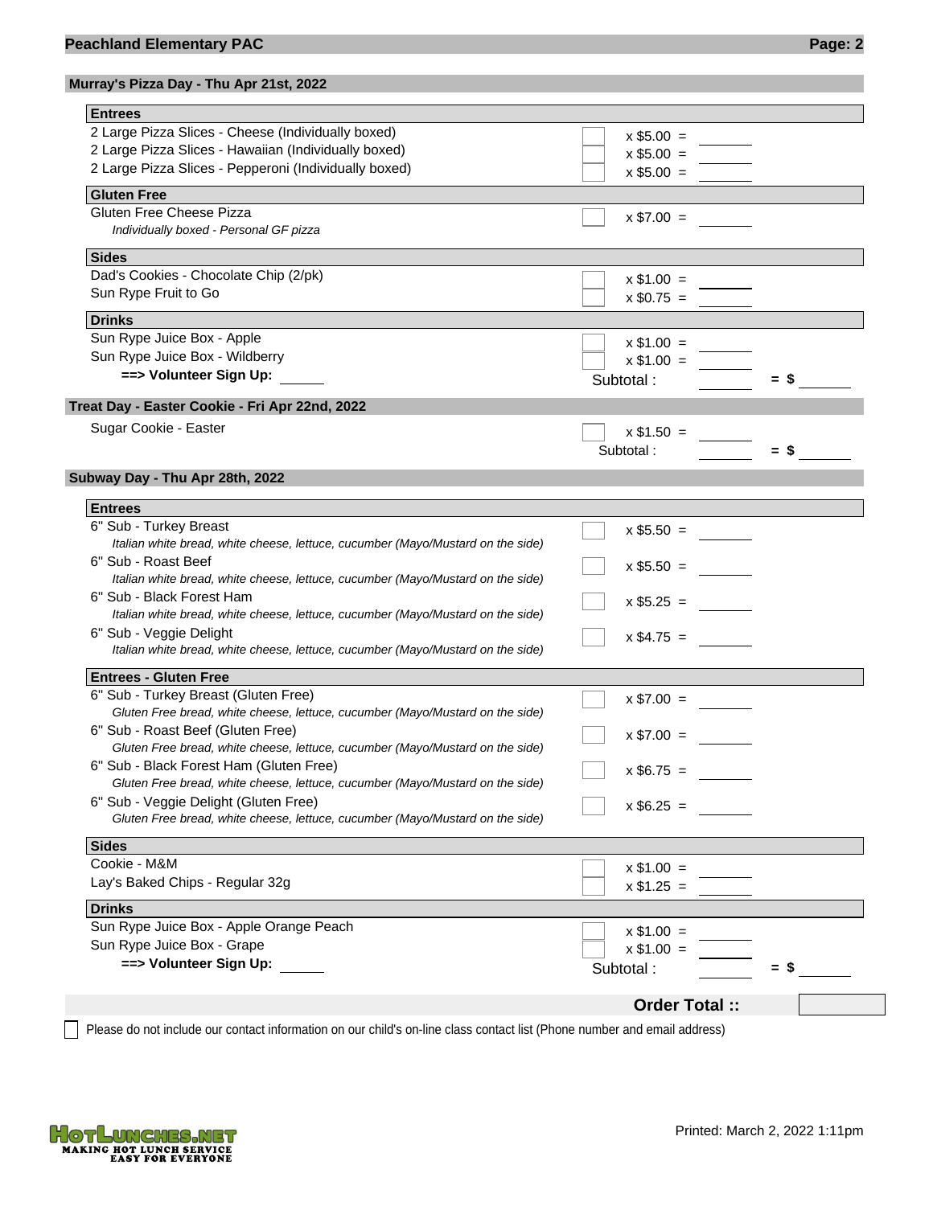## Murray's Pizza Day - Thu Apr 21st, 2022

| | | | |
|---|---|---|---|
| **Entrees** | | | |
| 2 Large Pizza Slices - Cheese (Individually boxed) | | x $5.00 = | |
| 2 Large Pizza Slices - Hawaiian (Individually boxed) | | x $5.00 = | |
| 2 Large Pizza Slices - Pepperoni (Individually boxed) | | x $5.00 = | |
| **Gluten Free** | | | |
| Gluten Free Cheese Pizza<br>*Individually boxed - Personal GF pizza* | | x $7.00 = | |
| **Sides** | | | |
| Dad's Cookies - Chocolate Chip (2/pk) | | x $1.00 = | |
| Sun Rype Fruit to Go | | x $0.75 = | |
| **Drinks** | | | |
| Sun Rype Juice Box - Apple | | x $1.00 = | |
| Sun Rype Juice Box - Wildberry | | x $1.00 = | |
| **==> Volunteer Sign Up:** ______ | | Subtotal : | = $ |

## Treat Day - Easter Cookie - Fri Apr 22nd, 2022

| | | | |
|---|---|---|---|
| Sugar Cookie - Easter | | x $1.50 = | |
| | | Subtotal : | = $ |

## Subway Day - Thu Apr 28th, 2022

| | | | |
|---|---|---|---|
| **Entrees** | | | |
| 6" Sub - Turkey Breast<br>*Italian white bread, white cheese, lettuce, cucumber (Mayo/Mustard on the side)* | | x $5.50 = | |
| 6" Sub - Roast Beef<br>*Italian white bread, white cheese, lettuce, cucumber (Mayo/Mustard on the side)* | | x $5.50 = | |
| 6" Sub - Black Forest Ham<br>*Italian white bread, white cheese, lettuce, cucumber (Mayo/Mustard on the side)* | | x $5.25 = | |
| 6" Sub - Veggie Delight<br>*Italian white bread, white cheese, lettuce, cucumber (Mayo/Mustard on the side)* | | x $4.75 = | |
| **Entrees - Gluten Free** | | | |
| 6" Sub - Turkey Breast (Gluten Free)<br>*Gluten Free bread, white cheese, lettuce, cucumber (Mayo/Mustard on the side)* | | x $7.00 = | |
| 6" Sub - Roast Beef (Gluten Free)<br>*Gluten Free bread, white cheese, lettuce, cucumber (Mayo/Mustard on the side)* | | x $7.00 = | |
| 6" Sub - Black Forest Ham (Gluten Free)<br>*Gluten Free bread, white cheese, lettuce, cucumber (Mayo/Mustard on the side)* | | x $6.75 = | |
| 6" Sub - Veggie Delight (Gluten Free)<br>*Gluten Free bread, white cheese, lettuce, cucumber (Mayo/Mustard on the side)* | | x $6.25 = | |
| **Sides** | | | |
| Cookie - M&M | | x $1.00 = | |
| Lay's Baked Chips - Regular 32g | | x $1.25 = | |
| **Drinks** | | | |
| Sun Rype Juice Box - Apple Orange Peach | | x $1.00 = | |
| Sun Rype Juice Box - Grape | | x $1.00 = | |
| **==> Volunteer Sign Up:** ______ | | Subtotal : | = $ |

**Order Total ::** ______

☐ Please do not include our contact information on our child's on-line class contact list (Phone number and email address)

HOTLUNCHES.NET
MAKING HOT LUNCH SERVICE EASY FOR EVERYONE

Printed: March 2, 2022 1:11pm